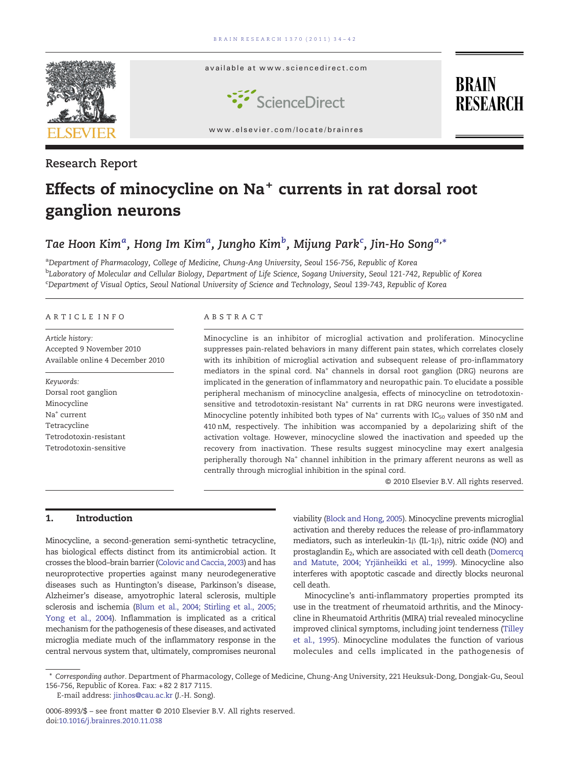Research Report

# Effects of minocycline on $Na^+$ currents in rat dorsal root ganglion neurons

Tae Hoon Kim[a], Hong Im Kim[a], Jungho Kim[b], Mijung Park[c], Jin-Ho Song[a,*]

[a]Department of Pharmacology, College of Medicine, Chung-Ang University, Seoul 156-756, Republic of Korea
[b]Laboratory of Molecular and Cellular Biology, Department of Life Science, Sogang University, Seoul 121-742, Republic of Korea
[c]Department of Visual Optics, Seoul National University of Science and Technology, Seoul 139-743, Republic of Korea

## ARTICLE INFO

*Article history:*
Accepted 9 November 2010
Available online 4 December 2010

*Keywords:*
Dorsal root ganglion
Minocycline
$Na^+$ current
Tetracycline
Tetrodotoxin-resistant
Tetrodotoxin-sensitive

## ABSTRACT

Minocycline is an inhibitor of microglial activation and proliferation. Minocycline suppresses pain-related behaviors in many different pain states, which correlates closely with its inhibition of microglial activation and subsequent release of pro-inflammatory mediators in the spinal cord. $Na^+$ channels in dorsal root ganglion (DRG) neurons are implicated in the generation of inflammatory and neuropathic pain. To elucidate a possible peripheral mechanism of minocycline analgesia, effects of minocycline on tetrodotoxin-sensitive and tetrodotoxin-resistant $Na^+$ currents in rat DRG neurons were investigated. Minocycline potently inhibited both types of $Na^+$ currents with $IC_{50}$ values of 350 nM and 410 nM, respectively. The inhibition was accompanied by a depolarizing shift of the activation voltage. However, minocycline slowed the inactivation and speeded up the recovery from inactivation. These results suggest minocycline may exert analgesia peripherally thorough $Na^+$ channel inhibition in the primary afferent neurons as well as centrally through microglial inhibition in the spinal cord.

© 2010 Elsevier B.V. All rights reserved.

## 1. Introduction

Minocycline, a second-generation semi-synthetic tetracycline, has biological effects distinct from its antimicrobial action. It crosses the blood–brain barrier (Colovic and Caccia, 2003) and has neuroprotective properties against many neurodegenerative diseases such as Huntington's disease, Parkinson's disease, Alzheimer's disease, amyotrophic lateral sclerosis, multiple sclerosis and ischemia (Blum et al., 2004; Stirling et al., 2005; Yong et al., 2004). Inflammation is implicated as a critical mechanism for the pathogenesis of these diseases, and activated microglia mediate much of the inflammatory response in the central nervous system that, ultimately, compromises neuronal viability (Block and Hong, 2005). Minocycline prevents microglial activation and thereby reduces the release of pro-inflammatory mediators, such as interleukin-1β (IL-1β), nitric oxide (NO) and prostaglandin $E_2$, which are associated with cell death (Domercq and Matute, 2004; Yrjänheikki et al., 1999). Minocycline also interferes with apoptotic cascade and directly blocks neuronal cell death.

Minocycline's anti-inflammatory properties prompted its use in the treatment of rheumatoid arthritis, and the Minocycline in Rheumatoid Arthritis (MIRA) trial revealed minocycline improved clinical symptoms, including joint tenderness (Tilley et al., 1995). Minocycline modulates the function of various molecules and cells implicated in the pathogenesis of

* Corresponding author. Department of Pharmacology, College of Medicine, Chung-Ang University, 221 Heuksuk-Dong, Dongjak-Gu, Seoul 156-756, Republic of Korea. Fax: +82 2 817 7115.
E-mail address: jinhos@cau.ac.kr (J.-H. Song).

0006-8993/$ – see front matter © 2010 Elsevier B.V. All rights reserved.
doi:10.1016/j.brainres.2010.11.038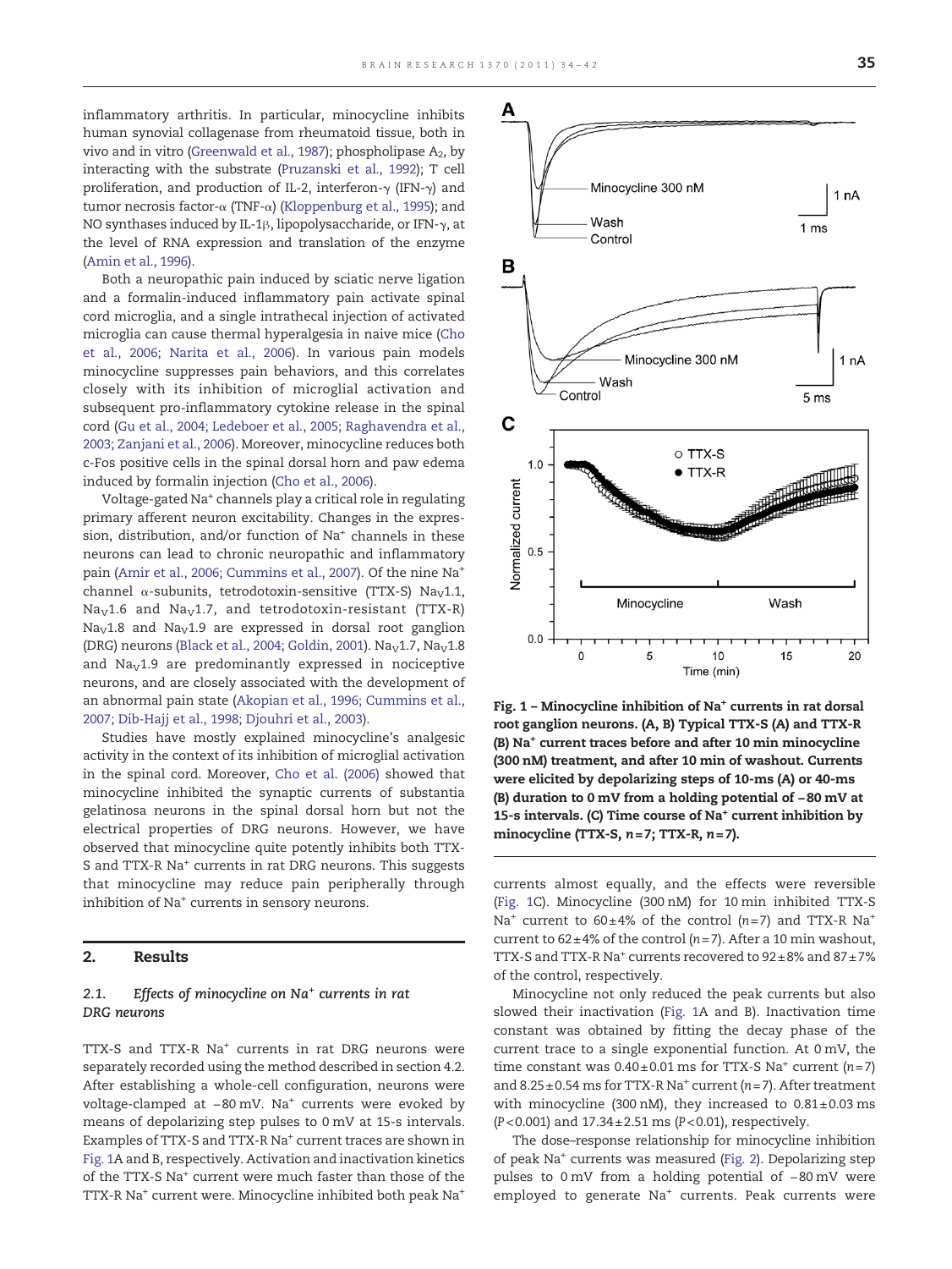inflammatory arthritis. In particular, minocycline inhibits human synovial collagenase from rheumatoid tissue, both in vivo and in vitro (Greenwald et al., 1987); phospholipase $A_2$, by interacting with the substrate (Pruzanski et al., 1992); T cell proliferation, and production of IL-2, interferon-γ (IFN-γ) and tumor necrosis factor-α (TNF-α) (Kloppenburg et al., 1995); and NO synthases induced by IL-1β, lipopolysaccharide, or IFN-γ, at the level of RNA expression and translation of the enzyme (Amin et al., 1996).

Both a neuropathic pain induced by sciatic nerve ligation and a formalin-induced inflammatory pain activate spinal cord microglia, and a single intrathecal injection of activated microglia can cause thermal hyperalgesia in naive mice (Cho et al., 2006; Narita et al., 2006). In various pain models minocycline suppresses pain behaviors, and this correlates closely with its inhibition of microglial activation and subsequent pro-inflammatory cytokine release in the spinal cord (Gu et al., 2004; Ledeboer et al., 2005; Raghavendra et al., 2003; Zanjani et al., 2006). Moreover, minocycline reduces both c-Fos positive cells in the spinal dorsal horn and paw edema induced by formalin injection (Cho et al., 2006).

Voltage-gated $Na^+$ channels play a critical role in regulating primary afferent neuron excitability. Changes in the expression, distribution, and/or function of $Na^+$ channels in these neurons can lead to chronic neuropathic and inflammatory pain (Amir et al., 2006; Cummins et al., 2007). Of the nine $Na^+$ channel α-subunits, tetrodotoxin-sensitive (TTX-S) $Na_V1.1$, $Na_V1.6$ and $Na_V1.7$, and tetrodotoxin-resistant (TTX-R) $Na_V1.8$ and $Na_V1.9$ are expressed in dorsal root ganglion (DRG) neurons (Black et al., 2004; Goldin, 2001). $Na_V1.7$, $Na_V1.8$ and $Na_V1.9$ are predominantly expressed in nociceptive neurons, and are closely associated with the development of an abnormal pain state (Akopian et al., 1996; Cummins et al., 2007; Dib-Hajj et al., 1998; Djouhri et al., 2003).

Studies have mostly explained minocycline's analgesic activity in the context of its inhibition of microglial activation in the spinal cord. Moreover, Cho et al. (2006) showed that minocycline inhibited the synaptic currents of substantia gelatinosa neurons in the spinal dorsal horn but not the electrical properties of DRG neurons. However, we have observed that minocycline quite potently inhibits both TTX-S and TTX-R $Na^+$ currents in rat DRG neurons. This suggests that minocycline may reduce pain peripherally through inhibition of $Na^+$ currents in sensory neurons.

## 2. Results

### 2.1. Effects of minocycline on $Na^+$ currents in rat DRG neurons

TTX-S and TTX-R $Na^+$ currents in rat DRG neurons were separately recorded using the method described in section 4.2. After establishing a whole-cell configuration, neurons were voltage-clamped at −80 mV. $Na^+$ currents were evoked by means of depolarizing step pulses to 0 mV at 15-s intervals. Examples of TTX-S and TTX-R $Na^+$ current traces are shown in Fig. 1A and B, respectively. Activation and inactivation kinetics of the TTX-S $Na^+$ current were much faster than those of the TTX-R $Na^+$ current were. Minocycline inhibited both peak $Na^+$ currents almost equally, and the effects were reversible (Fig. 1C). Minocycline (300 nM) for 10 min inhibited TTX-S $Na^+$ current to 60±4% of the control ($n$=7) and TTX-R $Na^+$ current to 62±4% of the control ($n$=7). After a 10 min washout, TTX-S and TTX-R $Na^+$ currents recovered to 92±8% and 87±7% of the control, respectively.

**Fig. 1 – Minocycline inhibition of $Na^+$ currents in rat dorsal root ganglion neurons. (A, B) Typical TTX-S (A) and TTX-R (B) $Na^+$ current traces before and after 10 min minocycline (300 nM) treatment, and after 10 min of washout. Currents were elicited by depolarizing steps of 10-ms (A) or 40-ms (B) duration to 0 mV from a holding potential of −80 mV at 15-s intervals. (C) Time course of $Na^+$ current inhibition by minocycline (TTX-S, $n$=7; TTX-R, $n$=7).**

Minocycline not only reduced the peak currents but also slowed their inactivation (Fig. 1A and B). Inactivation time constant was obtained by fitting the decay phase of the current trace to a single exponential function. At 0 mV, the time constant was 0.40±0.01 ms for TTX-S $Na^+$ current ($n$=7) and 8.25±0.54 ms for TTX-R $Na^+$ current ($n$=7). After treatment with minocycline (300 nM), they increased to 0.81±0.03 ms ($P$<0.001) and 17.34±2.51 ms ($P$<0.01), respectively.

The dose–response relationship for minocycline inhibition of peak $Na^+$ currents was measured (Fig. 2). Depolarizing step pulses to 0 mV from a holding potential of −80 mV were employed to generate $Na^+$ currents. Peak currents were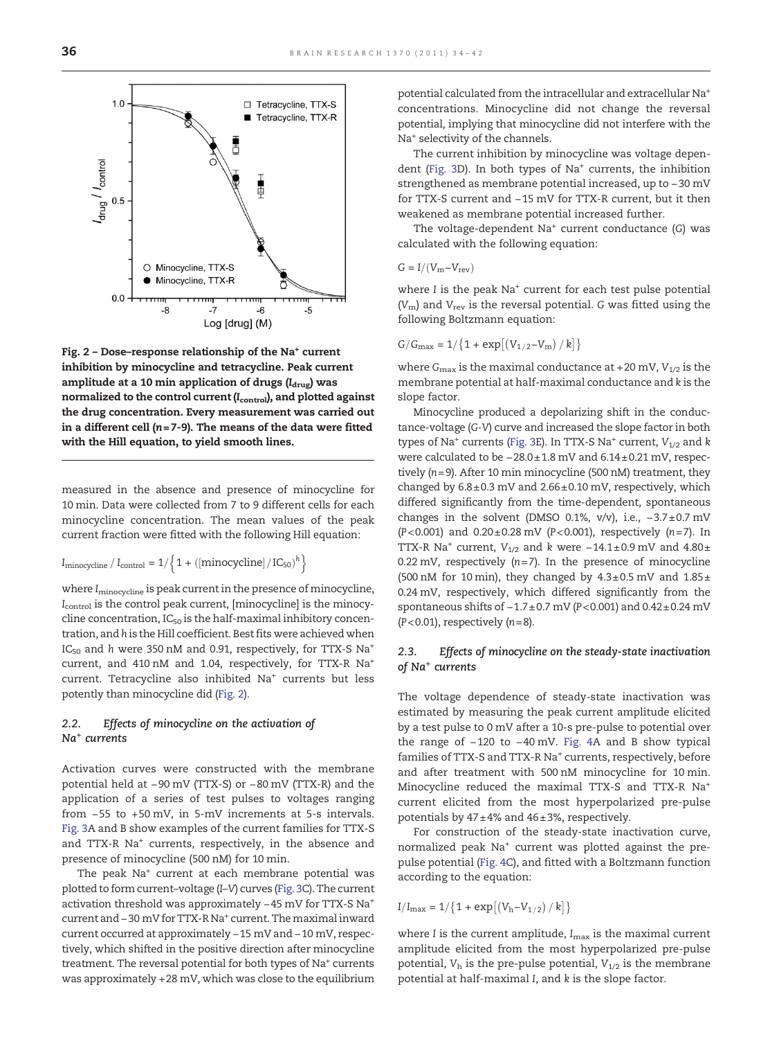Fig. 2 – Dose–response relationship of the $Na^+$ current inhibition by minocycline and tetracycline. Peak current amplitude at a 10 min application of drugs ($I_{drug}$) was normalized to the control current ($I_{control}$), and plotted against the drug concentration. Every measurement was carried out in a different cell (n = 7-9). The means of the data were fitted with the Hill equation, to yield smooth lines.

measured in the absence and presence of minocycline for 10 min. Data were collected from 7 to 9 different cells for each minocycline concentration. The mean values of the peak current fraction were fitted with the following Hill equation:

$$I_{minocycline} / I_{control} = 1/\left\{1 + ([\text{minocycline}]/IC_{50})^h\right\}$$

where $I_{minocycline}$ is peak current in the presence of minocycline, $I_{control}$ is the control peak current, [minocycline] is the minocycline concentration, $IC_{50}$ is the half-maximal inhibitory concentration, and $h$ is the Hill coefficient. Best fits were achieved when $IC_{50}$ and $h$ were 350 nM and 0.91, respectively, for TTX-S $Na^+$ current, and 410 nM and 1.04, respectively, for TTX-R $Na^+$ current. Tetracycline also inhibited $Na^+$ currents but less potently than minocycline did (Fig. 2).

### 2.2. Effects of minocycline on the activation of $Na^+$ currents

Activation curves were constructed with the membrane potential held at −90 mV (TTX-S) or −80 mV (TTX-R) and the application of a series of test pulses to voltages ranging from −55 to +50 mV, in 5-mV increments at 5-s intervals. Fig. 3A and B show examples of the current families for TTX-S and TTX-R $Na^+$ currents, respectively, in the absence and presence of minocycline (500 nM) for 10 min.

The peak $Na^+$ current at each membrane potential was plotted to form current–voltage (I–V) curves (Fig. 3C). The current activation threshold was approximately −45 mV for TTX-S $Na^+$ current and −30 mV for TTX-R $Na^+$ current. The maximal inward current occurred at approximately −15 mV and −10 mV, respectively, which shifted in the positive direction after minocycline treatment. The reversal potential for both types of $Na^+$ currents was approximately +28 mV, which was close to the equilibrium potential calculated from the intracellular and extracellular $Na^+$ concentrations. Minocycline did not change the reversal potential, implying that minocycline did not interfere with the $Na^+$ selectivity of the channels.

The current inhibition by minocycline was voltage dependent (Fig. 3D). In both types of $Na^+$ currents, the inhibition strengthened as membrane potential increased, up to −30 mV for TTX-S current and −15 mV for TTX-R current, but it then weakened as membrane potential increased further.

The voltage-dependent $Na^+$ current conductance (G) was calculated with the following equation:

$$G = I/(V_m - V_{rev})$$

where $I$ is the peak $Na^+$ current for each test pulse potential ($V_m$) and $V_{rev}$ is the reversal potential. G was fitted using the following Boltzmann equation:

$$G/G_{max} = 1/\left\{1 + \exp\left[(V_{1/2} - V_m)/k\right]\right\}$$

where $G_{max}$ is the maximal conductance at +20 mV, $V_{1/2}$ is the membrane potential at half-maximal conductance and $k$ is the slope factor.

Minocycline produced a depolarizing shift in the conductance-voltage (G-V) curve and increased the slope factor in both types of $Na^+$ currents (Fig. 3E). In TTX-S $Na^+$ current, $V_{1/2}$ and $k$ were calculated to be −28.0 ± 1.8 mV and 6.14 ± 0.21 mV, respectively (n = 9). After 10 min minocycline (500 nM) treatment, they changed by 6.8 ± 0.3 mV and 2.66 ± 0.10 mV, respectively, which differed significantly from the time-dependent, spontaneous changes in the solvent (DMSO 0.1%, v/v), i.e., −3.7 ± 0.7 mV ($P < 0.001$) and 0.20 ± 0.28 mV ($P < 0.001$), respectively (n = 7). In TTX-R $Na^+$ current, $V_{1/2}$ and $k$ were −14.1 ± 0.9 mV and 4.80 ± 0.22 mV, respectively (n = 7). In the presence of minocycline (500 nM for 10 min), they changed by 4.3 ± 0.5 mV and 1.85 ± 0.24 mV, respectively, which differed significantly from the spontaneous shifts of −1.7 ± 0.7 mV ($P < 0.001$) and 0.42 ± 0.24 mV ($P < 0.01$), respectively (n = 8).

### 2.3. Effects of minocycline on the steady-state inactivation of $Na^+$ currents

The voltage dependence of steady-state inactivation was estimated by measuring the peak current amplitude elicited by a test pulse to 0 mV after a 10-s pre-pulse to potential over the range of −120 to −40 mV. Fig. 4A and B show typical families of TTX-S and TTX-R $Na^+$ currents, respectively, before and after treatment with 500 nM minocycline for 10 min. Minocycline reduced the maximal TTX-S and TTX-R $Na^+$ current elicited from the most hyperpolarized pre-pulse potentials by 47 ± 4% and 46 ± 3%, respectively.

For construction of the steady-state inactivation curve, normalized peak $Na^+$ current was plotted against the pre-pulse potential (Fig. 4C), and fitted with a Boltzmann function according to the equation:

$$I/I_{max} = 1/\left\{1 + \exp\left[(V_h - V_{1/2})/k\right]\right\}$$

where $I$ is the current amplitude, $I_{max}$ is the maximal current amplitude elicited from the most hyperpolarized pre-pulse potential, $V_h$ is the pre-pulse potential, $V_{1/2}$ is the membrane potential at half-maximal $I$, and $k$ is the slope factor.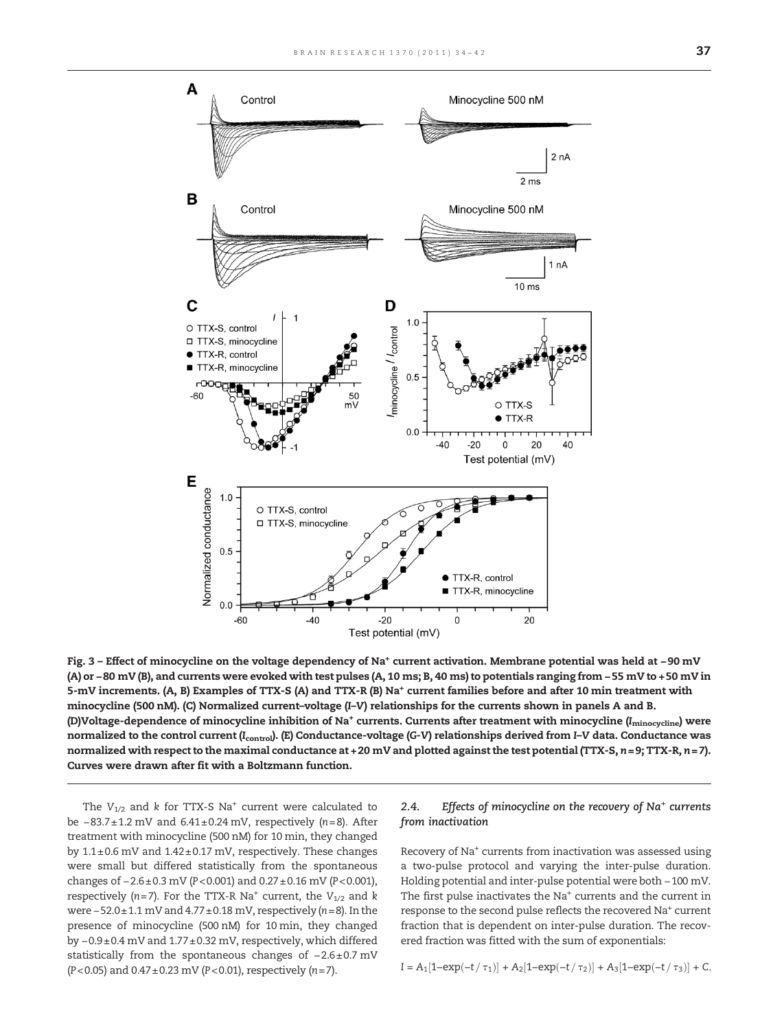Fig. 3 – Effect of minocycline on the voltage dependency of $Na^+$ current activation. Membrane potential was held at −90 mV (A) or −80 mV (B), and currents were evoked with test pulses (A, 10 ms; B, 40 ms) to potentials ranging from −55 mV to +50 mV in 5-mV increments. (A, B) Examples of TTX-S (A) and TTX-R (B) $Na^+$ current families before and after 10 min treatment with minocycline (500 nM). (C) Normalized current–voltage (*I–V*) relationships for the currents shown in panels A and B. (D)Voltage-dependence of minocycline inhibition of $Na^+$ currents. Currents after treatment with minocycline ($I_{minocycline}$) were normalized to the control current ($I_{control}$). (E) Conductance-voltage (*G-V*) relationships derived from *I–V* data. Conductance was normalized with respect to the maximal conductance at +20 mV and plotted against the test potential (TTX-S, $n=9$; TTX-R, $n=7$). Curves were drawn after fit with a Boltzmann function.

The $V_{1/2}$ and $k$ for TTX-S $Na^+$ current were calculated to be −83.7±1.2 mV and 6.41±0.24 mV, respectively ($n=8$). After treatment with minocycline (500 nM) for 10 min, they changed by 1.1±0.6 mV and 1.42±0.17 mV, respectively. These changes were small but differed statistically from the spontaneous changes of −2.6±0.3 mV ($P<0.001$) and 0.27±0.16 mV ($P<0.001$), respectively ($n=7$). For the TTX-R $Na^+$ current, the $V_{1/2}$ and $k$ were −52.0±1.1 mV and 4.77±0.18 mV, respectively ($n=8$). In the presence of minocycline (500 nM) for 10 min, they changed by −0.9±0.4 mV and 1.77±0.32 mV, respectively, which differed statistically from the spontaneous changes of −2.6±0.7 mV ($P<0.05$) and 0.47±0.23 mV ($P<0.01$), respectively ($n=7$).

### 2.4. Effects of minocycline on the recovery of $Na^+$ currents from inactivation

Recovery of $Na^+$ currents from inactivation was assessed using a two-pulse protocol and varying the inter-pulse duration. Holding potential and inter-pulse potential were both −100 mV. The first pulse inactivates the $Na^+$ currents and the current in response to the second pulse reflects the recovered $Na^+$ current fraction that is dependent on inter-pulse duration. The recovered fraction was fitted with the sum of exponentials:

$$I = A_1[1-\exp(-t/\tau_1)] + A_2[1-\exp(-t/\tau_2)] + A_3[1-\exp(-t/\tau_3)] + C,$$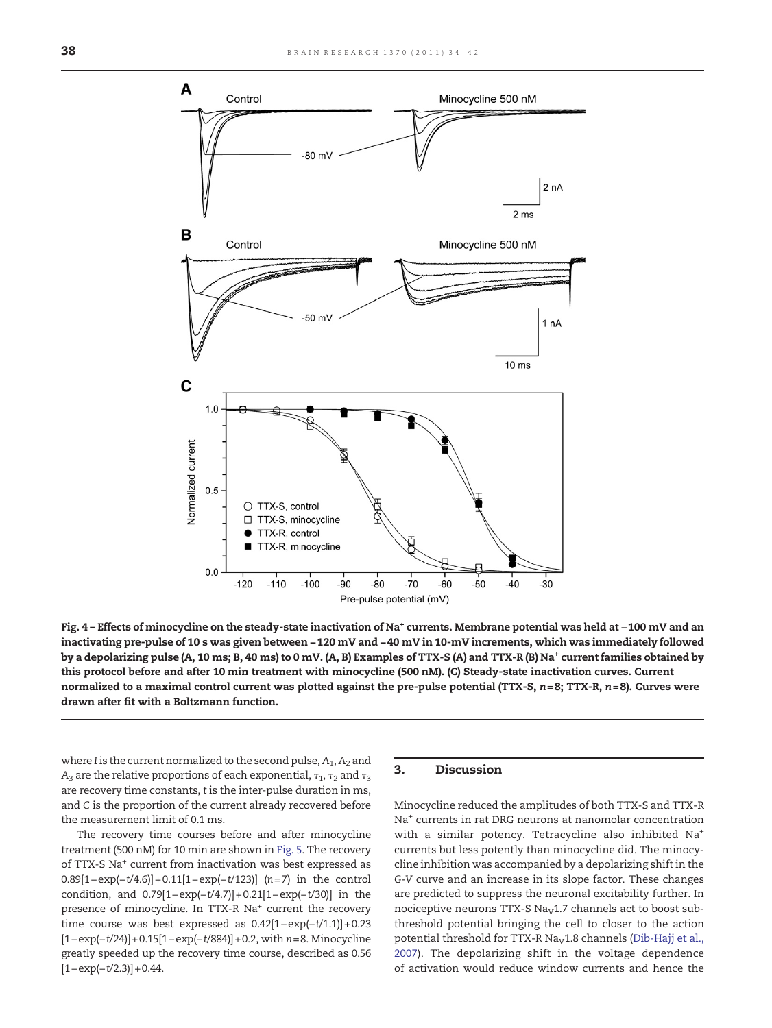Fig. 4 – Effects of minocycline on the steady-state inactivation of $Na^+$ currents. Membrane potential was held at −100 mV and an inactivating pre-pulse of 10 s was given between −120 mV and −40 mV in 10-mV increments, which was immediately followed by a depolarizing pulse (A, 10 ms; B, 40 ms) to 0 mV. (A, B) Examples of TTX-S (A) and TTX-R (B) $Na^+$ current families obtained by this protocol before and after 10 min treatment with minocycline (500 nM). (C) Steady-state inactivation curves. Current normalized to a maximal control current was plotted against the pre-pulse potential (TTX-S, $n=8$; TTX-R, $n=8$). Curves were drawn after fit with a Boltzmann function.

where $I$ is the current normalized to the second pulse, $A_1$, $A_2$ and $A_3$ are the relative proportions of each exponential, $\tau_1$, $\tau_2$ and $\tau_3$ are recovery time constants, $t$ is the inter-pulse duration in ms, and $C$ is the proportion of the current already recovered before the measurement limit of 0.1 ms.

The recovery time courses before and after minocycline treatment (500 nM) for 10 min are shown in Fig. 5. The recovery of TTX-S $Na^+$ current from inactivation was best expressed as $0.89[1-\exp(-t/4.6)]+0.11[1-\exp(-t/123)]$ ($n=7$) in the control condition, and $0.79[1-\exp(-t/4.7)]+0.21[1-\exp(-t/30)]$ in the presence of minocycline. In TTX-R $Na^+$ current the recovery time course was best expressed as $0.42[1-\exp(-t/1.1)]+0.23[1-\exp(-t/24)]+0.15[1-\exp(-t/884)]+0.2$, with $n=8$. Minocycline greatly speeded up the recovery time course, described as $0.56[1-\exp(-t/2.3)]+0.44$.

## 3. Discussion

Minocycline reduced the amplitudes of both TTX-S and TTX-R $Na^+$ currents in rat DRG neurons at nanomolar concentration with a similar potency. Tetracycline also inhibited $Na^+$ currents but less potently than minocycline did. The minocycline inhibition was accompanied by a depolarizing shift in the G-V curve and an increase in its slope factor. These changes are predicted to suppress the neuronal excitability further. In nociceptive neurons TTX-S $Na_V1.7$ channels act to boost subthreshold potential bringing the cell to closer to the action potential threshold for TTX-R $Na_V1.8$ channels (Dib-Hajj et al., 2007). The depolarizing shift in the voltage dependence of activation would reduce window currents and hence the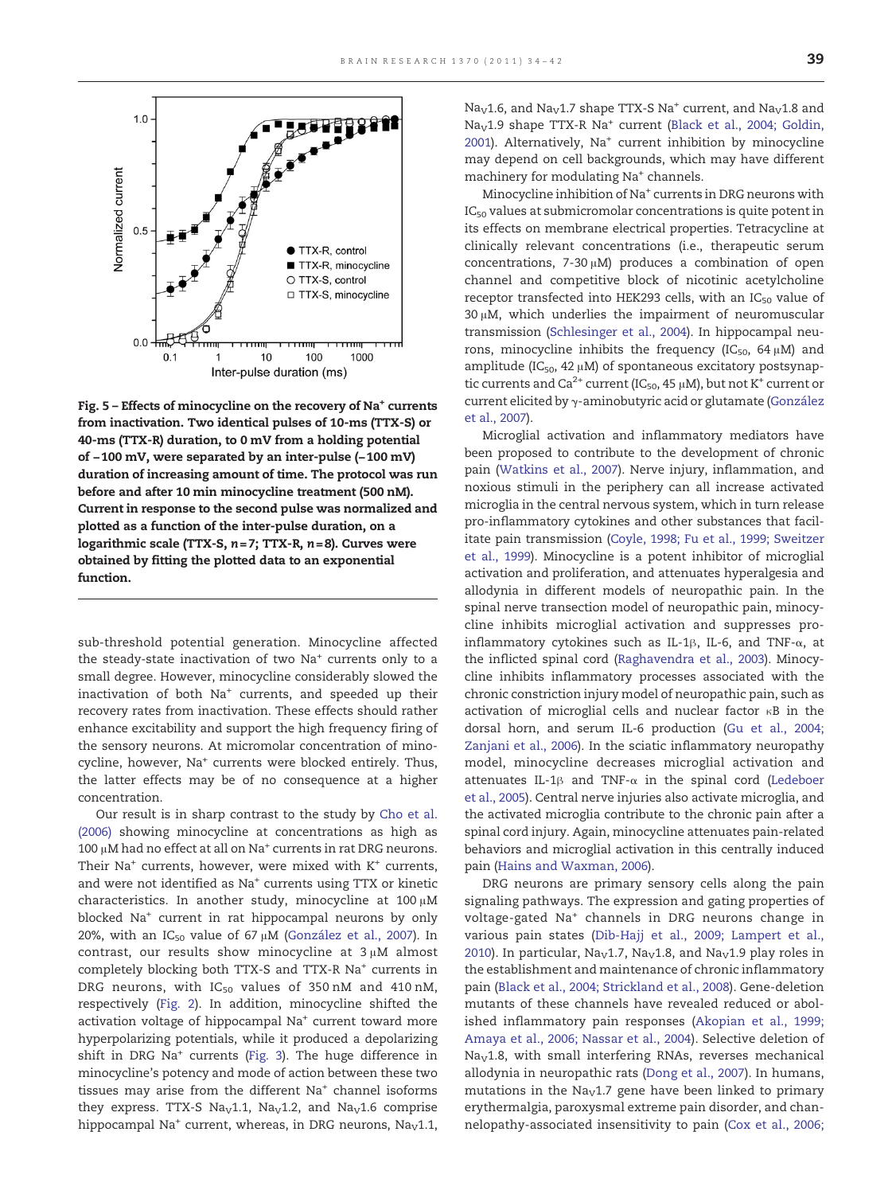Fig. 5 – Effects of minocycline on the recovery of $Na^+$ currents from inactivation. Two identical pulses of 10-ms (TTX-S) or 40-ms (TTX-R) duration, to 0 mV from a holding potential of −100 mV, were separated by an inter-pulse (−100 mV) duration of increasing amount of time. The protocol was run before and after 10 min minocycline treatment (500 nM). Current in response to the second pulse was normalized and plotted as a function of the inter-pulse duration, on a logarithmic scale (TTX-S, $n = 7$; TTX-R, $n = 8$). Curves were obtained by fitting the plotted data to an exponential function.

sub-threshold potential generation. Minocycline affected the steady-state inactivation of two $Na^+$ currents only to a small degree. However, minocycline considerably slowed the inactivation of both $Na^+$ currents, and speeded up their recovery rates from inactivation. These effects should rather enhance excitability and support the high frequency firing of the sensory neurons. At micromolar concentration of minocycline, however, $Na^+$ currents were blocked entirely. Thus, the latter effects may be of no consequence at a higher concentration.

Our result is in sharp contrast to the study by Cho et al. (2006) showing minocycline at concentrations as high as 100 μM had no effect at all on $Na^+$ currents in rat DRG neurons. Their $Na^+$ currents, however, were mixed with $K^+$ currents, and were not identified as $Na^+$ currents using TTX or kinetic characteristics. In another study, minocycline at 100 μM blocked $Na^+$ current in rat hippocampal neurons by only 20%, with an $IC_{50}$ value of 67 μM (González et al., 2007). In contrast, our results show minocycline at 3 μM almost completely blocking both TTX-S and TTX-R $Na^+$ currents in DRG neurons, with $IC_{50}$ values of 350 nM and 410 nM, respectively (Fig. 2). In addition, minocycline shifted the activation voltage of hippocampal $Na^+$ current toward more hyperpolarizing potentials, while it produced a depolarizing shift in DRG $Na^+$ currents (Fig. 3). The huge difference in minocycline's potency and mode of action between these two tissues may arise from the different $Na^+$ channel isoforms they express. TTX-S $Na_V1.1$, $Na_V1.2$, and $Na_V1.6$ comprise hippocampal $Na^+$ current, whereas, in DRG neurons, $Na_V1.1$, $Na_V1.6$, and $Na_V1.7$ shape TTX-S $Na^+$ current, and $Na_V1.8$ and $Na_V1.9$ shape TTX-R $Na^+$ current (Black et al., 2004; Goldin, 2001). Alternatively, $Na^+$ current inhibition by minocycline may depend on cell backgrounds, which may have different machinery for modulating $Na^+$ channels.

Minocycline inhibition of $Na^+$ currents in DRG neurons with $IC_{50}$ values at submicromolar concentrations is quite potent in its effects on membrane electrical properties. Tetracycline at clinically relevant concentrations (i.e., therapeutic serum concentrations, 7-30 μM) produces a combination of open channel and competitive block of nicotinic acetylcholine receptor transfected into HEK293 cells, with an $IC_{50}$ value of 30 μM, which underlies the impairment of neuromuscular transmission (Schlesinger et al., 2004). In hippocampal neurons, minocycline inhibits the frequency ($IC_{50}$, 64 μM) and amplitude ($IC_{50}$, 42 μM) of spontaneous excitatory postsynaptic currents and $Ca^{2+}$ current ($IC_{50}$, 45 μM), but not $K^+$ current or current elicited by γ-aminobutyric acid or glutamate (González et al., 2007).

Microglial activation and inflammatory mediators have been proposed to contribute to the development of chronic pain (Watkins et al., 2007). Nerve injury, inflammation, and noxious stimuli in the periphery can all increase activated microglia in the central nervous system, which in turn release pro-inflammatory cytokines and other substances that facilitate pain transmission (Coyle, 1998; Fu et al., 1999; Sweitzer et al., 1999). Minocycline is a potent inhibitor of microglial activation and proliferation, and attenuates hyperalgesia and allodynia in different models of neuropathic pain. In the spinal nerve transection model of neuropathic pain, minocycline inhibits microglial activation and suppresses pro-inflammatory cytokines such as IL-1β, IL-6, and TNF-α, at the inflicted spinal cord (Raghavendra et al., 2003). Minocycline inhibits inflammatory processes associated with the chronic constriction injury model of neuropathic pain, such as activation of microglial cells and nuclear factor κB in the dorsal horn, and serum IL-6 production (Gu et al., 2004; Zanjani et al., 2006). In the sciatic inflammatory neuropathy model, minocycline decreases microglial activation and attenuates IL-1β and TNF-α in the spinal cord (Ledeboer et al., 2005). Central nerve injuries also activate microglia, and the activated microglia contribute to the chronic pain after a spinal cord injury. Again, minocycline attenuates pain-related behaviors and microglial activation in this centrally induced pain (Hains and Waxman, 2006).

DRG neurons are primary sensory cells along the pain signaling pathways. The expression and gating properties of voltage-gated $Na^+$ channels in DRG neurons change in various pain states (Dib-Hajj et al., 2009; Lampert et al., 2010). In particular, $Na_V1.7$, $Na_V1.8$, and $Na_V1.9$ play roles in the establishment and maintenance of chronic inflammatory pain (Black et al., 2004; Strickland et al., 2008). Gene-deletion mutants of these channels have revealed reduced or abolished inflammatory pain responses (Akopian et al., 1999; Amaya et al., 2006; Nassar et al., 2004). Selective deletion of $Na_V1.8$, with small interfering RNAs, reverses mechanical allodynia in neuropathic rats (Dong et al., 2007). In humans, mutations in the $Na_V1.7$ gene have been linked to primary erythermalgia, paroxysmal extreme pain disorder, and channelopathy-associated insensitivity to pain (Cox et al., 2006;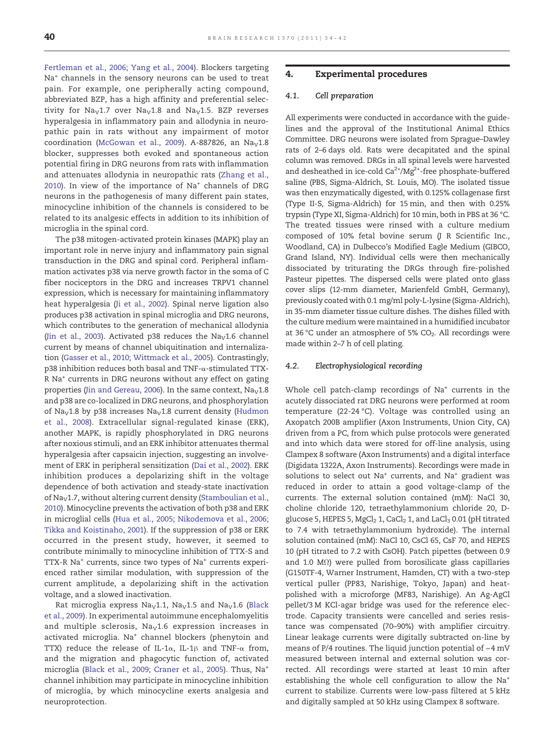Fertleman et al., 2006; Yang et al., 2004). Blockers targeting $Na^+$ channels in the sensory neurons can be used to treat pain. For example, one peripherally acting compound, abbreviated BZP, has a high affinity and preferential selectivity for $Na_V1.7$ over $Na_V1.8$ and $Na_V1.5$. BZP reverses hyperalgesia in inflammatory pain and allodynia in neuropathic pain in rats without any impairment of motor coordination (McGowan et al., 2009). A-887826, an $Na_V1.8$ blocker, suppresses both evoked and spontaneous action potential firing in DRG neurons from rats with inflammation and attenuates allodynia in neuropathic rats (Zhang et al., 2010). In view of the importance of $Na^+$ channels of DRG neurons in the pathogenesis of many different pain states, minocycline inhibition of the channels is considered to be related to its analgesic effects in addition to its inhibition of microglia in the spinal cord.

The p38 mitogen-activated protein kinases (MAPK) play an important role in nerve injury and inflammatory pain signal transduction in the DRG and spinal cord. Peripheral inflammation activates p38 via nerve growth factor in the soma of C fiber nociceptors in the DRG and increases TRPV1 channel expression, which is necessary for maintaining inflammatory heat hyperalgesia (Ji et al., 2002). Spinal nerve ligation also produces p38 activation in spinal microglia and DRG neurons, which contributes to the generation of mechanical allodynia (Jin et al., 2003). Activated p38 reduces the $Na_V1.6$ channel current by means of channel ubiquitination and internalization (Gasser et al., 2010; Wittmack et al., 2005). Contrastingly, p38 inhibition reduces both basal and TNF-α-stimulated TTX-R $Na^+$ currents in DRG neurons without any effect on gating properties (Jin and Gereau, 2006). In the same context, $Na_V1.8$ and p38 are co-localized in DRG neurons, and phosphorylation of $Na_V1.8$ by p38 increases $Na_V1.8$ current density (Hudmon et al., 2008). Extracellular signal-regulated kinase (ERK), another MAPK, is rapidly phosphorylated in DRG neurons after noxious stimuli, and an ERK inhibitor attenuates thermal hyperalgesia after capsaicin injection, suggesting an involvement of ERK in peripheral sensitization (Dai et al., 2002). ERK inhibition produces a depolarizing shift in the voltage dependence of both activation and steady-state inactivation of $Na_V1.7$, without altering current density (Stamboulian et al., 2010). Minocycline prevents the activation of both p38 and ERK in microglial cells (Hua et al., 2005; Nikodemova et al., 2006; Tikka and Koistinaho, 2001). If the suppression of p38 or ERK occurred in the present study, however, it seemed to contribute minimally to minocycline inhibition of TTX-S and TTX-R $Na^+$ currents, since two types of $Na^+$ currents experienced rather similar modulation, with suppression of the current amplitude, a depolarizing shift in the activation voltage, and a slowed inactivation.

Rat microglia express $Na_V1.1$, $Na_V1.5$ and $Na_V1.6$ (Black et al., 2009). In experimental autoimmune encephalomyelitis and multiple sclerosis, $Na_V1.6$ expression increases in activated microglia. $Na^+$ channel blockers (phenytoin and TTX) reduce the release of IL-1α, IL-1β and TNF-α from, and the migration and phagocytic function of, activated microglia (Black et al., 2009; Craner et al., 2005). Thus, $Na^+$ channel inhibition may participate in minocycline inhibition of microglia, by which minocycline exerts analgesia and neuroprotection.

## 4. Experimental procedures

### 4.1. Cell preparation

All experiments were conducted in accordance with the guidelines and the approval of the Institutional Animal Ethics Committee. DRG neurons were isolated from Sprague–Dawley rats of 2–6 days old. Rats were decapitated and the spinal column was removed. DRGs in all spinal levels were harvested and desheathed in ice-cold $Ca^{2+}/Mg^{2+}$-free phosphate-buffered saline (PBS, Sigma-Aldrich, St. Louis, MO). The isolated tissue was then enzymatically digested, with 0.125% collagenase first (Type II-S, Sigma-Aldrich) for 15 min, and then with 0.25% trypsin (Type XI, Sigma-Aldrich) for 10 min, both in PBS at 36 °C. The treated tissues were rinsed with a culture medium composed of 10% fetal bovine serum (J R Scientific Inc., Woodland, CA) in Dulbecco's Modified Eagle Medium (GIBCO, Grand Island, NY). Individual cells were then mechanically dissociated by triturating the DRGs through fire-polished Pasteur pipettes. The dispersed cells were plated onto glass cover slips (12-mm diameter, Marienfeld GmbH, Germany), previously coated with 0.1 mg/ml poly-L-lysine (Sigma-Aldrich), in 35-mm diameter tissue culture dishes. The dishes filled with the culture medium were maintained in a humidified incubator at 36 °C under an atmosphere of 5% $CO_2$. All recordings were made within 2–7 h of cell plating.

### 4.2. Electrophysiological recording

Whole cell patch-clamp recordings of $Na^+$ currents in the acutely dissociated rat DRG neurons were performed at room temperature (22-24 °C). Voltage was controlled using an Axopatch 200B amplifier (Axon Instruments, Union City, CA) driven from a PC, from which pulse protocols were generated and into which data were stored for off-line analysis, using Clampex 8 software (Axon Instruments) and a digital interface (Digidata 1322A, Axon Instruments). Recordings were made in solutions to select out $Na^+$ currents, and $Na^+$ gradient was reduced in order to attain a good voltage-clamp of the currents. The external solution contained (mM): NaCl 30, choline chloride 120, tetraethylammonium chloride 20, D-glucose 5, HEPES 5, $MgCl_2$ 1, $CaCl_2$ 1, and $LaCl_3$ 0.01 (pH titrated to 7.4 with tetraethylammonium hydroxide). The internal solution contained (mM): NaCl 10, CsCl 65, CsF 70, and HEPES 10 (pH titrated to 7.2 with CsOH). Patch pipettes (between 0.9 and 1.0 MΩ) were pulled from borosilicate glass capillaries (G150TF-4, Warner Instrument, Hamden, CT) with a two-step vertical puller (PP83, Narishige, Tokyo, Japan) and heat-polished with a microforge (MF83, Narishige). An Ag-AgCl pellet/3 M KCl-agar bridge was used for the reference electrode. Capacity transients were cancelled and series resistance was compensated (70–90%) with amplifier circuitry. Linear leakage currents were digitally subtracted on-line by means of P/4 routines. The liquid junction potential of −4 mV measured between internal and external solution was corrected. All recordings were started at least 10 min after establishing the whole cell configuration to allow the $Na^+$ current to stabilize. Currents were low-pass filtered at 5 kHz and digitally sampled at 50 kHz using Clampex 8 software.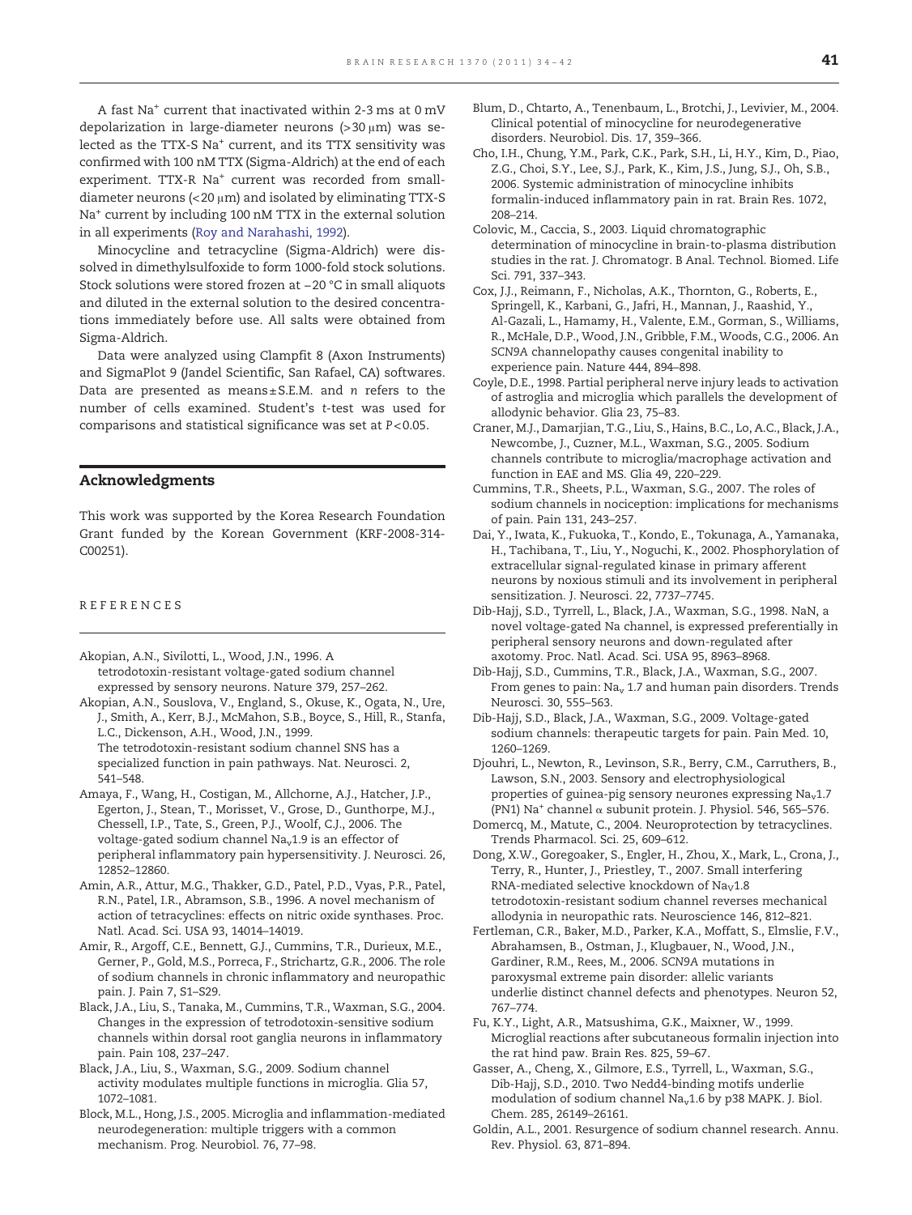A fast $Na^+$ current that inactivated within 2-3 ms at 0 mV depolarization in large-diameter neurons (>30 μm) was selected as the TTX-S $Na^+$ current, and its TTX sensitivity was confirmed with 100 nM TTX (Sigma-Aldrich) at the end of each experiment. TTX-R $Na^+$ current was recorded from small-diameter neurons (<20 μm) and isolated by eliminating TTX-S $Na^+$ current by including 100 nM TTX in the external solution in all experiments (Roy and Narahashi, 1992).

Minocycline and tetracycline (Sigma-Aldrich) were dissolved in dimethylsulfoxide to form 1000-fold stock solutions. Stock solutions were stored frozen at −20 °C in small aliquots and diluted in the external solution to the desired concentrations immediately before use. All salts were obtained from Sigma-Aldrich.

Data were analyzed using Clampfit 8 (Axon Instruments) and SigmaPlot 9 (Jandel Scientific, San Rafael, CA) softwares. Data are presented as means ± S.E.M. and *n* refers to the number of cells examined. Student's *t*-test was used for comparisons and statistical significance was set at $P<0.05$.

## Acknowledgments

This work was supported by the Korea Research Foundation Grant funded by the Korean Government (KRF-2008-314-C00251).

## REFERENCES

Akopian, A.N., Sivilotti, L., Wood, J.N., 1996. A tetrodotoxin-resistant voltage-gated sodium channel expressed by sensory neurons. Nature 379, 257–262.

Akopian, A.N., Souslova, V., England, S., Okuse, K., Ogata, N., Ure, J., Smith, A., Kerr, B.J., McMahon, S.B., Boyce, S., Hill, R., Stanfa, L.C., Dickenson, A.H., Wood, J.N., 1999. The tetrodotoxin-resistant sodium channel SNS has a specialized function in pain pathways. Nat. Neurosci. 2, 541–548.

Amaya, F., Wang, H., Costigan, M., Allchorne, A.J., Hatcher, J.P., Egerton, J., Stean, T., Morisset, V., Grose, D., Gunthorpe, M.J., Chessell, I.P., Tate, S., Green, P.J., Woolf, C.J., 2006. The voltage-gated sodium channel $Na_v1.9$ is an effector of peripheral inflammatory pain hypersensitivity. J. Neurosci. 26, 12852–12860.

Amin, A.R., Attur, M.G., Thakker, G.D., Patel, P.D., Vyas, P.R., Patel, R.N., Patel, I.R., Abramson, S.B., 1996. A novel mechanism of action of tetracyclines: effects on nitric oxide synthases. Proc. Natl. Acad. Sci. USA 93, 14014–14019.

Amir, R., Argoff, C.E., Bennett, G.J., Cummins, T.R., Durieux, M.E., Gerner, P., Gold, M.S., Porreca, F., Strichartz, G.R., 2006. The role of sodium channels in chronic inflammatory and neuropathic pain. J. Pain 7, S1–S29.

Black, J.A., Liu, S., Tanaka, M., Cummins, T.R., Waxman, S.G., 2004. Changes in the expression of tetrodotoxin-sensitive sodium channels within dorsal root ganglia neurons in inflammatory pain. Pain 108, 237–247.

Black, J.A., Liu, S., Waxman, S.G., 2009. Sodium channel activity modulates multiple functions in microglia. Glia 57, 1072–1081.

Block, M.L., Hong, J.S., 2005. Microglia and inflammation-mediated neurodegeneration: multiple triggers with a common mechanism. Prog. Neurobiol. 76, 77–98.

Blum, D., Chtarto, A., Tenenbaum, L., Brotchi, J., Levivier, M., 2004. Clinical potential of minocycline for neurodegenerative disorders. Neurobiol. Dis. 17, 359–366.

Cho, I.H., Chung, Y.M., Park, C.K., Park, S.H., Li, H.Y., Kim, D., Piao, Z.G., Choi, S.Y., Lee, S.J., Park, K., Kim, J.S., Jung, S.J., Oh, S.B., 2006. Systemic administration of minocycline inhibits formalin-induced inflammatory pain in rat. Brain Res. 1072, 208–214.

Colovic, M., Caccia, S., 2003. Liquid chromatographic determination of minocycline in brain-to-plasma distribution studies in the rat. J. Chromatogr. B Anal. Technol. Biomed. Life Sci. 791, 337–343.

Cox, J.J., Reimann, F., Nicholas, A.K., Thornton, G., Roberts, E., Springell, K., Karbani, G., Jafri, H., Mannan, J., Raashid, Y., Al-Gazali, L., Hamamy, H., Valente, E.M., Gorman, S., Williams, R., McHale, D.P., Wood, J.N., Gribble, F.M., Woods, C.G., 2006. An *SCN9A* channelopathy causes congenital inability to experience pain. Nature 444, 894–898.

Coyle, D.E., 1998. Partial peripheral nerve injury leads to activation of astroglia and microglia which parallels the development of allodynic behavior. Glia 23, 75–83.

Craner, M.J., Damarjian, T.G., Liu, S., Hains, B.C., Lo, A.C., Black, J.A., Newcombe, J., Cuzner, M.L., Waxman, S.G., 2005. Sodium channels contribute to microglia/macrophage activation and function in EAE and MS. Glia 49, 220–229.

Cummins, T.R., Sheets, P.L., Waxman, S.G., 2007. The roles of sodium channels in nociception: implications for mechanisms of pain. Pain 131, 243–257.

Dai, Y., Iwata, K., Fukuoka, T., Kondo, E., Tokunaga, A., Yamanaka, H., Tachibana, T., Liu, Y., Noguchi, K., 2002. Phosphorylation of extracellular signal-regulated kinase in primary afferent neurons by noxious stimuli and its involvement in peripheral sensitization. J. Neurosci. 22, 7737–7745.

Dib-Hajj, S.D., Tyrrell, L., Black, J.A., Waxman, S.G., 1998. NaN, a novel voltage-gated Na channel, is expressed preferentially in peripheral sensory neurons and down-regulated after axotomy. Proc. Natl. Acad. Sci. USA 95, 8963–8968.

Dib-Hajj, S.D., Cummins, T.R., Black, J.A., Waxman, S.G., 2007. From genes to pain: $Na_v$ 1.7 and human pain disorders. Trends Neurosci. 30, 555–563.

Dib-Hajj, S.D., Black, J.A., Waxman, S.G., 2009. Voltage-gated sodium channels: therapeutic targets for pain. Pain Med. 10, 1260–1269.

Djouhri, L., Newton, R., Levinson, S.R., Berry, C.M., Carruthers, B., Lawson, S.N., 2003. Sensory and electrophysiological properties of guinea-pig sensory neurones expressing $Na_v1.7$ (PN1) $Na^+$ channel α subunit protein. J. Physiol. 546, 565–576.

Domercq, M., Matute, C., 2004. Neuroprotection by tetracyclines. Trends Pharmacol. Sci. 25, 609–612.

Dong, X.W., Goregoaker, S., Engler, H., Zhou, X., Mark, L., Crona, J., Terry, R., Hunter, J., Priestley, T., 2007. Small interfering RNA-mediated selective knockdown of $Na_V1.8$ tetrodotoxin-resistant sodium channel reverses mechanical allodynia in neuropathic rats. Neuroscience 146, 812–821.

Fertleman, C.R., Baker, M.D., Parker, K.A., Moffatt, S., Elmslie, F.V., Abrahamsen, B., Ostman, J., Klugbauer, N., Wood, J.N., Gardiner, R.M., Rees, M., 2006. *SCN9A* mutations in paroxysmal extreme pain disorder: allelic variants underlie distinct channel defects and phenotypes. Neuron 52, 767–774.

Fu, K.Y., Light, A.R., Matsushima, G.K., Maixner, W., 1999. Microglial reactions after subcutaneous formalin injection into the rat hind paw. Brain Res. 825, 59–67.

Gasser, A., Cheng, X., Gilmore, E.S., Tyrrell, L., Waxman, S.G., Dib-Hajj, S.D., 2010. Two Nedd4-binding motifs underlie modulation of sodium channel $Na_v1.6$ by p38 MAPK. J. Biol. Chem. 285, 26149–26161.

Goldin, A.L., 2001. Resurgence of sodium channel research. Annu. Rev. Physiol. 63, 871–894.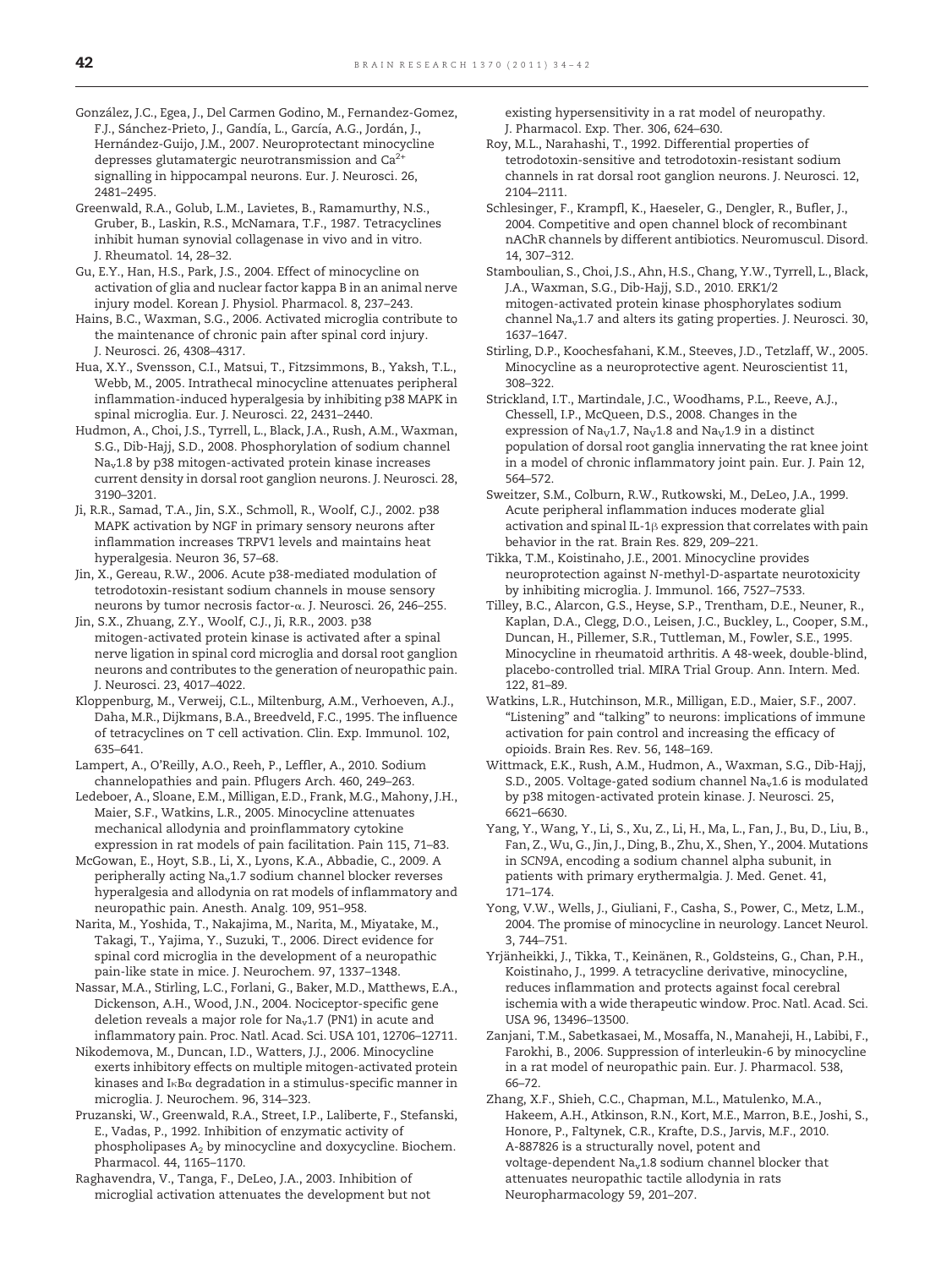González, J.C., Egea, J., Del Carmen Godino, M., Fernandez-Gomez, F.J., Sánchez-Prieto, J., Gandía, L., García, A.G., Jordán, J., Hernández-Guijo, J.M., 2007. Neuroprotectant minocycline depresses glutamatergic neurotransmission and $Ca^{2+}$ signalling in hippocampal neurons. Eur. J. Neurosci. 26, 2481–2495.

Greenwald, R.A., Golub, L.M., Lavietes, B., Ramamurthy, N.S., Gruber, B., Laskin, R.S., McNamara, T.F., 1987. Tetracyclines inhibit human synovial collagenase in vivo and in vitro. J. Rheumatol. 14, 28–32.

Gu, E.Y., Han, H.S., Park, J.S., 2004. Effect of minocycline on activation of glia and nuclear factor kappa B in an animal nerve injury model. Korean J. Physiol. Pharmacol. 8, 237–243.

Hains, B.C., Waxman, S.G., 2006. Activated microglia contribute to the maintenance of chronic pain after spinal cord injury. J. Neurosci. 26, 4308–4317.

Hua, X.Y., Svensson, C.I., Matsui, T., Fitzsimmons, B., Yaksh, T.L., Webb, M., 2005. Intrathecal minocycline attenuates peripheral inflammation-induced hyperalgesia by inhibiting p38 MAPK in spinal microglia. Eur. J. Neurosci. 22, 2431–2440.

Hudmon, A., Choi, J.S., Tyrrell, L., Black, J.A., Rush, A.M., Waxman, S.G., Dib-Hajj, S.D., 2008. Phosphorylation of sodium channel $Na_v1.8$ by p38 mitogen-activated protein kinase increases current density in dorsal root ganglion neurons. J. Neurosci. 28, 3190–3201.

Ji, R.R., Samad, T.A., Jin, S.X., Schmoll, R., Woolf, C.J., 2002. p38 MAPK activation by NGF in primary sensory neurons after inflammation increases TRPV1 levels and maintains heat hyperalgesia. Neuron 36, 57–68.

Jin, X., Gereau, R.W., 2006. Acute p38-mediated modulation of tetrodotoxin-resistant sodium channels in mouse sensory neurons by tumor necrosis factor-α. J. Neurosci. 26, 246–255.

Jin, S.X., Zhuang, Z.Y., Woolf, C.J., Ji, R.R., 2003. p38 mitogen-activated protein kinase is activated after a spinal nerve ligation in spinal cord microglia and dorsal root ganglion neurons and contributes to the generation of neuropathic pain. J. Neurosci. 23, 4017–4022.

Kloppenburg, M., Verweij, C.L., Miltenburg, A.M., Verhoeven, A.J., Daha, M.R., Dijkmans, B.A., Breedveld, F.C., 1995. The influence of tetracyclines on T cell activation. Clin. Exp. Immunol. 102, 635–641.

Lampert, A., O'Reilly, A.O., Reeh, P., Leffler, A., 2010. Sodium channelopathies and pain. Pflugers Arch. 460, 249–263.

Ledeboer, A., Sloane, E.M., Milligan, E.D., Frank, M.G., Mahony, J.H., Maier, S.F., Watkins, L.R., 2005. Minocycline attenuates mechanical allodynia and proinflammatory cytokine expression in rat models of pain facilitation. Pain 115, 71–83.

McGowan, E., Hoyt, S.B., Li, X., Lyons, K.A., Abbadie, C., 2009. A peripherally acting $Na_v1.7$ sodium channel blocker reverses hyperalgesia and allodynia on rat models of inflammatory and neuropathic pain. Anesth. Analg. 109, 951–958.

Narita, M., Yoshida, T., Nakajima, M., Narita, M., Miyatake, M., Takagi, T., Yajima, Y., Suzuki, T., 2006. Direct evidence for spinal cord microglia in the development of a neuropathic pain-like state in mice. J. Neurochem. 97, 1337–1348.

Nassar, M.A., Stirling, L.C., Forlani, G., Baker, M.D., Matthews, E.A., Dickenson, A.H., Wood, J.N., 2004. Nociceptor-specific gene deletion reveals a major role for $Na_v1.7$ (PN1) in acute and inflammatory pain. Proc. Natl. Acad. Sci. USA 101, 12706–12711.

Nikodemova, M., Duncan, I.D., Watters, J.J., 2006. Minocycline exerts inhibitory effects on multiple mitogen-activated protein kinases and IκBα degradation in a stimulus-specific manner in microglia. J. Neurochem. 96, 314–323.

Pruzanski, W., Greenwald, R.A., Street, I.P., Laliberte, F., Stefanski, E., Vadas, P., 1992. Inhibition of enzymatic activity of phospholipases $A_2$ by minocycline and doxycycline. Biochem. Pharmacol. 44, 1165–1170.

Raghavendra, V., Tanga, F., DeLeo, J.A., 2003. Inhibition of microglial activation attenuates the development but not existing hypersensitivity in a rat model of neuropathy. J. Pharmacol. Exp. Ther. 306, 624–630.

Roy, M.L., Narahashi, T., 1992. Differential properties of tetrodotoxin-sensitive and tetrodotoxin-resistant sodium channels in rat dorsal root ganglion neurons. J. Neurosci. 12, 2104–2111.

Schlesinger, F., Krampfl, K., Haeseler, G., Dengler, R., Bufler, J., 2004. Competitive and open channel block of recombinant nAChR channels by different antibiotics. Neuromuscul. Disord. 14, 307–312.

Stamboulian, S., Choi, J.S., Ahn, H.S., Chang, Y.W., Tyrrell, L., Black, J.A., Waxman, S.G., Dib-Hajj, S.D., 2010. ERK1/2 mitogen-activated protein kinase phosphorylates sodium channel $Na_v1.7$ and alters its gating properties. J. Neurosci. 30, 1637–1647.

Stirling, D.P., Koochesfahani, K.M., Steeves, J.D., Tetzlaff, W., 2005. Minocycline as a neuroprotective agent. Neuroscientist 11, 308–322.

Strickland, I.T., Martindale, J.C., Woodhams, P.L., Reeve, A.J., Chessell, I.P., McQueen, D.S., 2008. Changes in the expression of $Na_V1.7$, $Na_V1.8$ and $Na_V1.9$ in a distinct population of dorsal root ganglia innervating the rat knee joint in a model of chronic inflammatory joint pain. Eur. J. Pain 12, 564–572.

Sweitzer, S.M., Colburn, R.W., Rutkowski, M., DeLeo, J.A., 1999. Acute peripheral inflammation induces moderate glial activation and spinal IL-1β expression that correlates with pain behavior in the rat. Brain Res. 829, 209–221.

Tikka, T.M., Koistinaho, J.E., 2001. Minocycline provides neuroprotection against N-methyl-D-aspartate neurotoxicity by inhibiting microglia. J. Immunol. 166, 7527–7533.

Tilley, B.C., Alarcon, G.S., Heyse, S.P., Trentham, D.E., Neuner, R., Kaplan, D.A., Clegg, D.O., Leisen, J.C., Buckley, L., Cooper, S.M., Duncan, H., Pillemer, S.R., Tuttleman, M., Fowler, S.E., 1995. Minocycline in rheumatoid arthritis. A 48-week, double-blind, placebo-controlled trial. MIRA Trial Group. Ann. Intern. Med. 122, 81–89.

Watkins, L.R., Hutchinson, M.R., Milligan, E.D., Maier, S.F., 2007. "Listening" and "talking" to neurons: implications of immune activation for pain control and increasing the efficacy of opioids. Brain Res. Rev. 56, 148–169.

Wittmack, E.K., Rush, A.M., Hudmon, A., Waxman, S.G., Dib-Hajj, S.D., 2005. Voltage-gated sodium channel $Na_v1.6$ is modulated by p38 mitogen-activated protein kinase. J. Neurosci. 25, 6621–6630.

Yang, Y., Wang, Y., Li, S., Xu, Z., Li, H., Ma, L., Fan, J., Bu, D., Liu, B., Fan, Z., Wu, G., Jin, J., Ding, B., Zhu, X., Shen, Y., 2004. Mutations in *SCN9A*, encoding a sodium channel alpha subunit, in patients with primary erythermalgia. J. Med. Genet. 41, 171–174.

Yong, V.W., Wells, J., Giuliani, F., Casha, S., Power, C., Metz, L.M., 2004. The promise of minocycline in neurology. Lancet Neurol. 3, 744–751.

Yrjänheikki, J., Tikka, T., Keinänen, R., Goldsteins, G., Chan, P.H., Koistinaho, J., 1999. A tetracycline derivative, minocycline, reduces inflammation and protects against focal cerebral ischemia with a wide therapeutic window. Proc. Natl. Acad. Sci. USA 96, 13496–13500.

Zanjani, T.M., Sabetkasaei, M., Mosaffa, N., Manaheji, H., Labibi, F., Farokhi, B., 2006. Suppression of interleukin-6 by minocycline in a rat model of neuropathic pain. Eur. J. Pharmacol. 538, 66–72.

Zhang, X.F., Shieh, C.C., Chapman, M.L., Matulenko, M.A., Hakeem, A.H., Atkinson, R.N., Kort, M.E., Marron, B.E., Joshi, S., Honore, P., Faltynek, C.R., Krafte, D.S., Jarvis, M.F., 2010. A-887826 is a structurally novel, potent and voltage-dependent $Na_v1.8$ sodium channel blocker that attenuates neuropathic tactile allodynia in rats Neuropharmacology 59, 201–207.